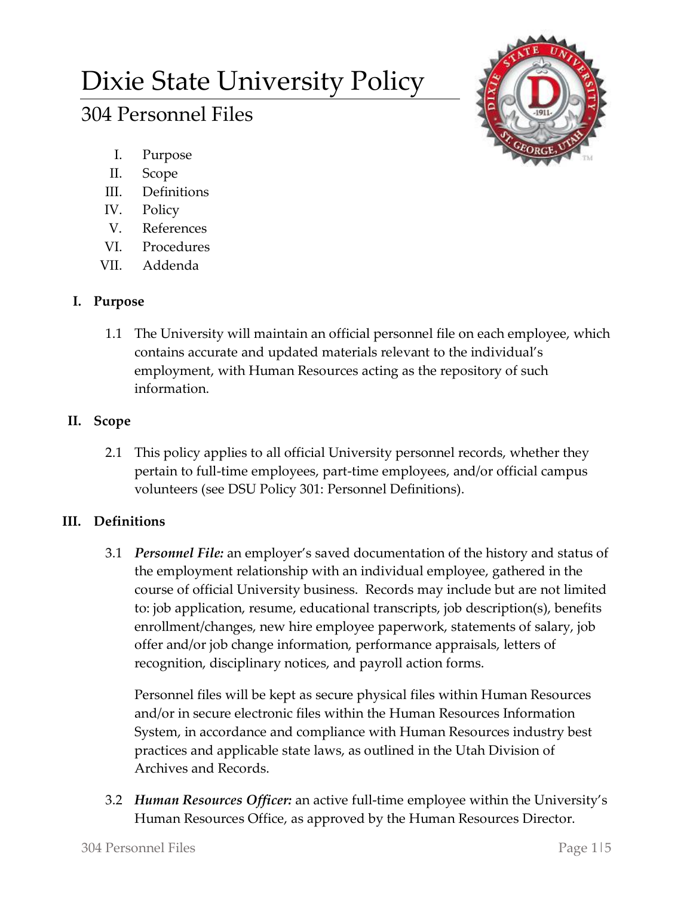# Dixie State University Policy

## 304 Personnel Files

I. Purpose
II. Scope
III. Definitions
IV. Policy
V. References
VI. Procedures
VII. Addenda

### I. Purpose

1.1 The University will maintain an official personnel file on each employee, which contains accurate and updated materials relevant to the individual's employment, with Human Resources acting as the repository of such information.

### II. Scope

2.1 This policy applies to all official University personnel records, whether they pertain to full-time employees, part-time employees, and/or official campus volunteers (see DSU Policy 301: Personnel Definitions).

### III. Definitions

3.1 ***Personnel File:*** an employer's saved documentation of the history and status of the employment relationship with an individual employee, gathered in the course of official University business. Records may include but are not limited to: job application, resume, educational transcripts, job description(s), benefits enrollment/changes, new hire employee paperwork, statements of salary, job offer and/or job change information, performance appraisals, letters of recognition, disciplinary notices, and payroll action forms.

Personnel files will be kept as secure physical files within Human Resources and/or in secure electronic files within the Human Resources Information System, in accordance and compliance with Human Resources industry best practices and applicable state laws, as outlined in the Utah Division of Archives and Records.

3.2 ***Human Resources Officer:*** an active full-time employee within the University's Human Resources Office, as approved by the Human Resources Director.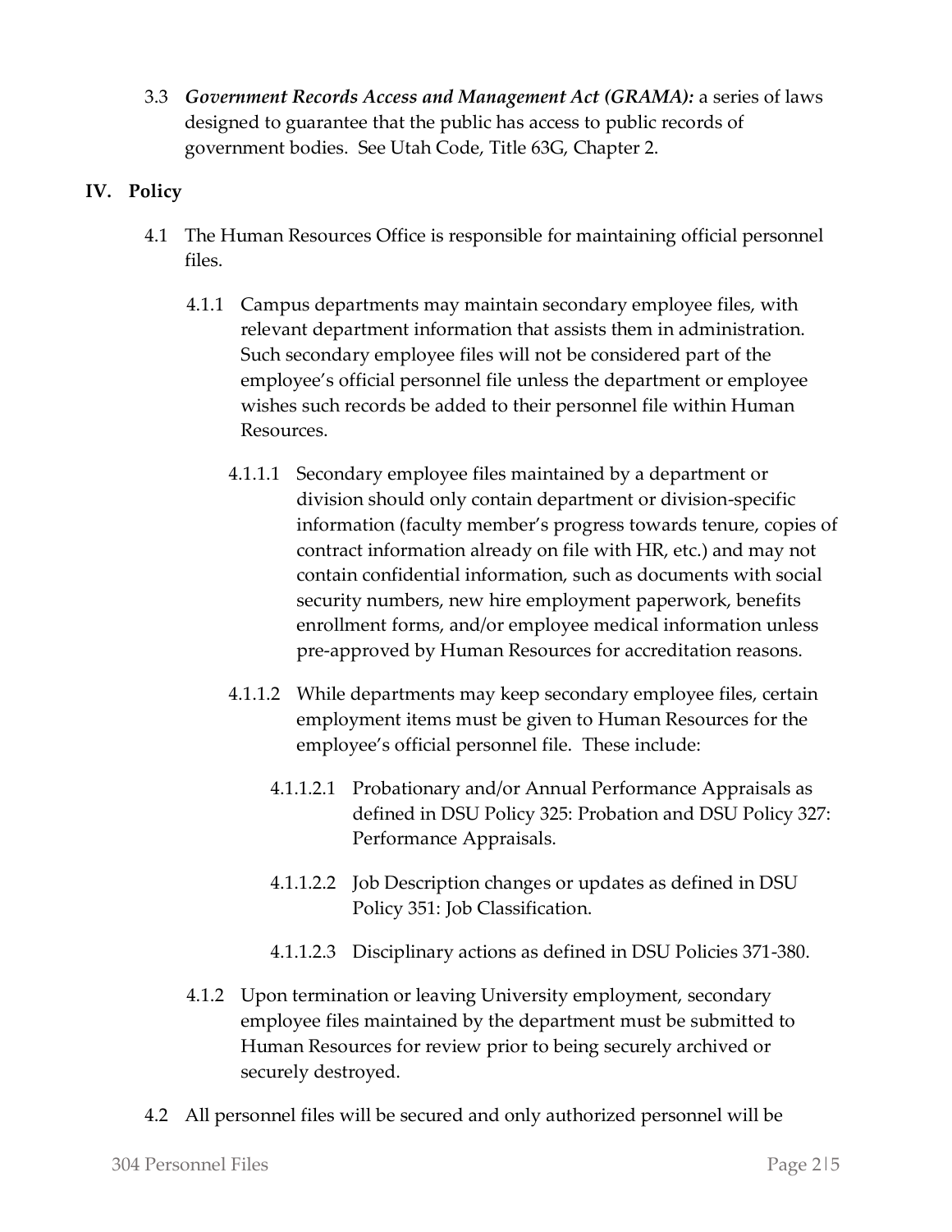3.3 ***Government Records Access and Management Act (GRAMA):*** a series of laws designed to guarantee that the public has access to public records of government bodies. See Utah Code, Title 63G, Chapter 2.

## IV. Policy

4.1 The Human Resources Office is responsible for maintaining official personnel files.

4.1.1 Campus departments may maintain secondary employee files, with relevant department information that assists them in administration. Such secondary employee files will not be considered part of the employee's official personnel file unless the department or employee wishes such records be added to their personnel file within Human Resources.

4.1.1.1 Secondary employee files maintained by a department or division should only contain department or division-specific information (faculty member's progress towards tenure, copies of contract information already on file with HR, etc.) and may not contain confidential information, such as documents with social security numbers, new hire employment paperwork, benefits enrollment forms, and/or employee medical information unless pre-approved by Human Resources for accreditation reasons.

4.1.1.2 While departments may keep secondary employee files, certain employment items must be given to Human Resources for the employee's official personnel file. These include:

4.1.1.2.1 Probationary and/or Annual Performance Appraisals as defined in DSU Policy 325: Probation and DSU Policy 327: Performance Appraisals.

4.1.1.2.2 Job Description changes or updates as defined in DSU Policy 351: Job Classification.

4.1.1.2.3 Disciplinary actions as defined in DSU Policies 371-380.

4.1.2 Upon termination or leaving University employment, secondary employee files maintained by the department must be submitted to Human Resources for review prior to being securely archived or securely destroyed.

4.2 All personnel files will be secured and only authorized personnel will be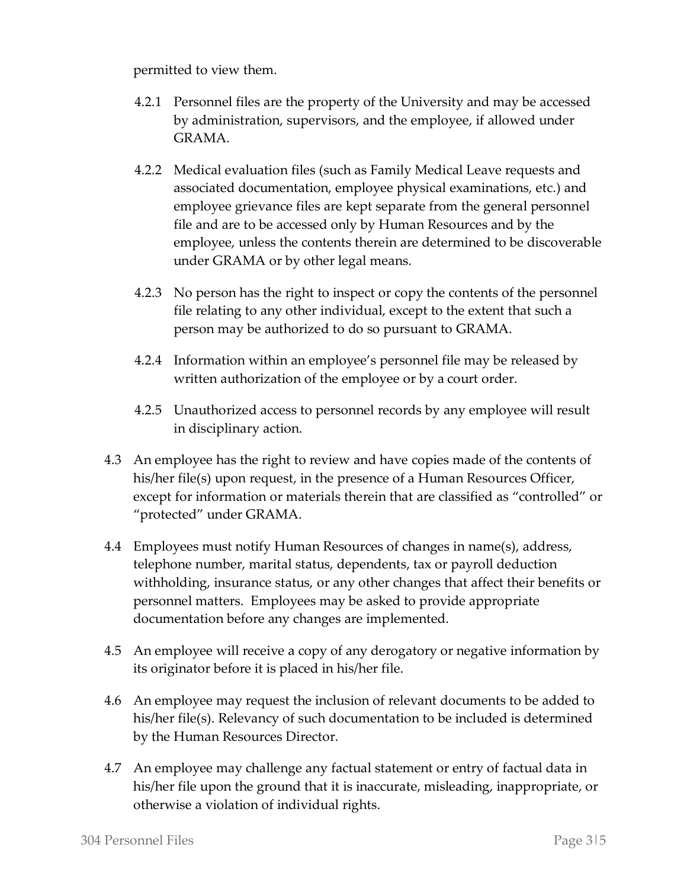permitted to view them.

- 4.2.1 Personnel files are the property of the University and may be accessed by administration, supervisors, and the employee, if allowed under GRAMA.

- 4.2.2 Medical evaluation files (such as Family Medical Leave requests and associated documentation, employee physical examinations, etc.) and employee grievance files are kept separate from the general personnel file and are to be accessed only by Human Resources and by the employee, unless the contents therein are determined to be discoverable under GRAMA or by other legal means.

- 4.2.3 No person has the right to inspect or copy the contents of the personnel file relating to any other individual, except to the extent that such a person may be authorized to do so pursuant to GRAMA.

- 4.2.4 Information within an employee's personnel file may be released by written authorization of the employee or by a court order.

- 4.2.5 Unauthorized access to personnel records by any employee will result in disciplinary action.

4.3 An employee has the right to review and have copies made of the contents of his/her file(s) upon request, in the presence of a Human Resources Officer, except for information or materials therein that are classified as "controlled" or "protected" under GRAMA.

4.4 Employees must notify Human Resources of changes in name(s), address, telephone number, marital status, dependents, tax or payroll deduction withholding, insurance status, or any other changes that affect their benefits or personnel matters. Employees may be asked to provide appropriate documentation before any changes are implemented.

4.5 An employee will receive a copy of any derogatory or negative information by its originator before it is placed in his/her file.

4.6 An employee may request the inclusion of relevant documents to be added to his/her file(s). Relevancy of such documentation to be included is determined by the Human Resources Director.

4.7 An employee may challenge any factual statement or entry of factual data in his/her file upon the ground that it is inaccurate, misleading, inappropriate, or otherwise a violation of individual rights.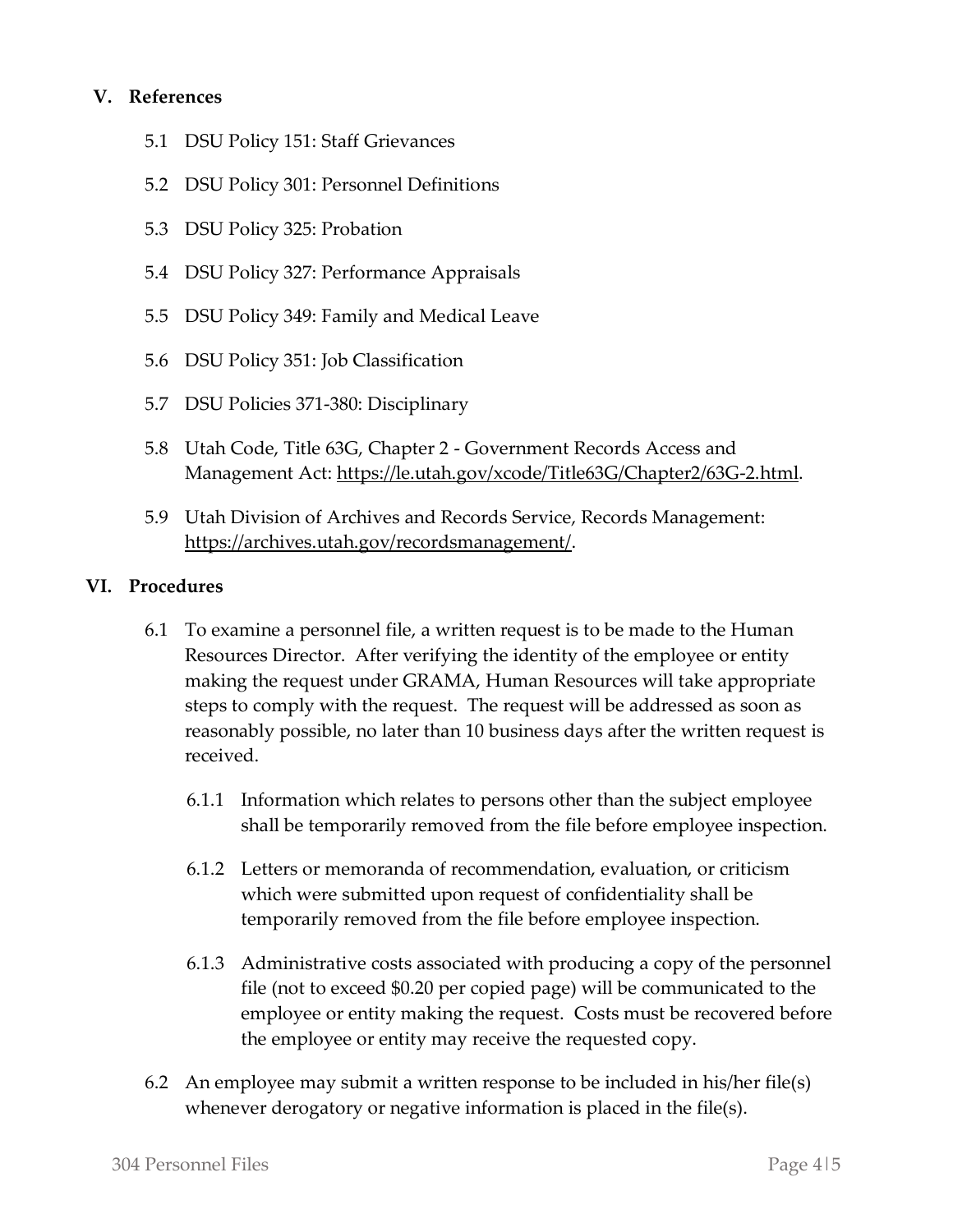## V. References

5.1 DSU Policy 151: Staff Grievances

5.2 DSU Policy 301: Personnel Definitions

5.3 DSU Policy 325: Probation

5.4 DSU Policy 327: Performance Appraisals

5.5 DSU Policy 349: Family and Medical Leave

5.6 DSU Policy 351: Job Classification

5.7 DSU Policies 371-380: Disciplinary

5.8 Utah Code, Title 63G, Chapter 2 - Government Records Access and Management Act: https://le.utah.gov/xcode/Title63G/Chapter2/63G-2.html.

5.9 Utah Division of Archives and Records Service, Records Management: https://archives.utah.gov/recordsmanagement/.

## VI. Procedures

6.1 To examine a personnel file, a written request is to be made to the Human Resources Director. After verifying the identity of the employee or entity making the request under GRAMA, Human Resources will take appropriate steps to comply with the request. The request will be addressed as soon as reasonably possible, no later than 10 business days after the written request is received.

6.1.1 Information which relates to persons other than the subject employee shall be temporarily removed from the file before employee inspection.

6.1.2 Letters or memoranda of recommendation, evaluation, or criticism which were submitted upon request of confidentiality shall be temporarily removed from the file before employee inspection.

6.1.3 Administrative costs associated with producing a copy of the personnel file (not to exceed $0.20 per copied page) will be communicated to the employee or entity making the request. Costs must be recovered before the employee or entity may receive the requested copy.

6.2 An employee may submit a written response to be included in his/her file(s) whenever derogatory or negative information is placed in the file(s).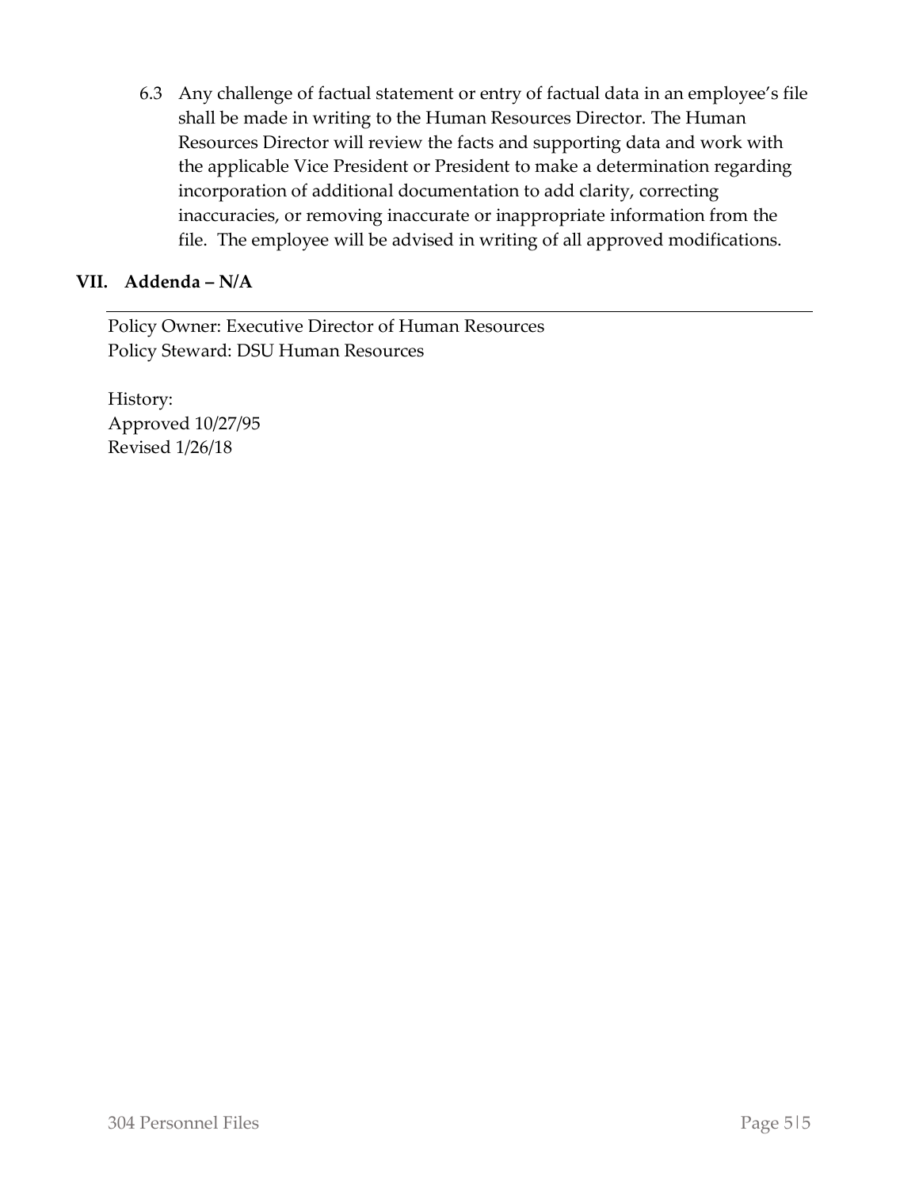6.3 Any challenge of factual statement or entry of factual data in an employee's file shall be made in writing to the Human Resources Director. The Human Resources Director will review the facts and supporting data and work with the applicable Vice President or President to make a determination regarding incorporation of additional documentation to add clarity, correcting inaccuracies, or removing inaccurate or inappropriate information from the file. The employee will be advised in writing of all approved modifications.

## VII. Addenda – N/A

---

Policy Owner: Executive Director of Human Resources
Policy Steward: DSU Human Resources

History:
Approved 10/27/95
Revised 1/26/18